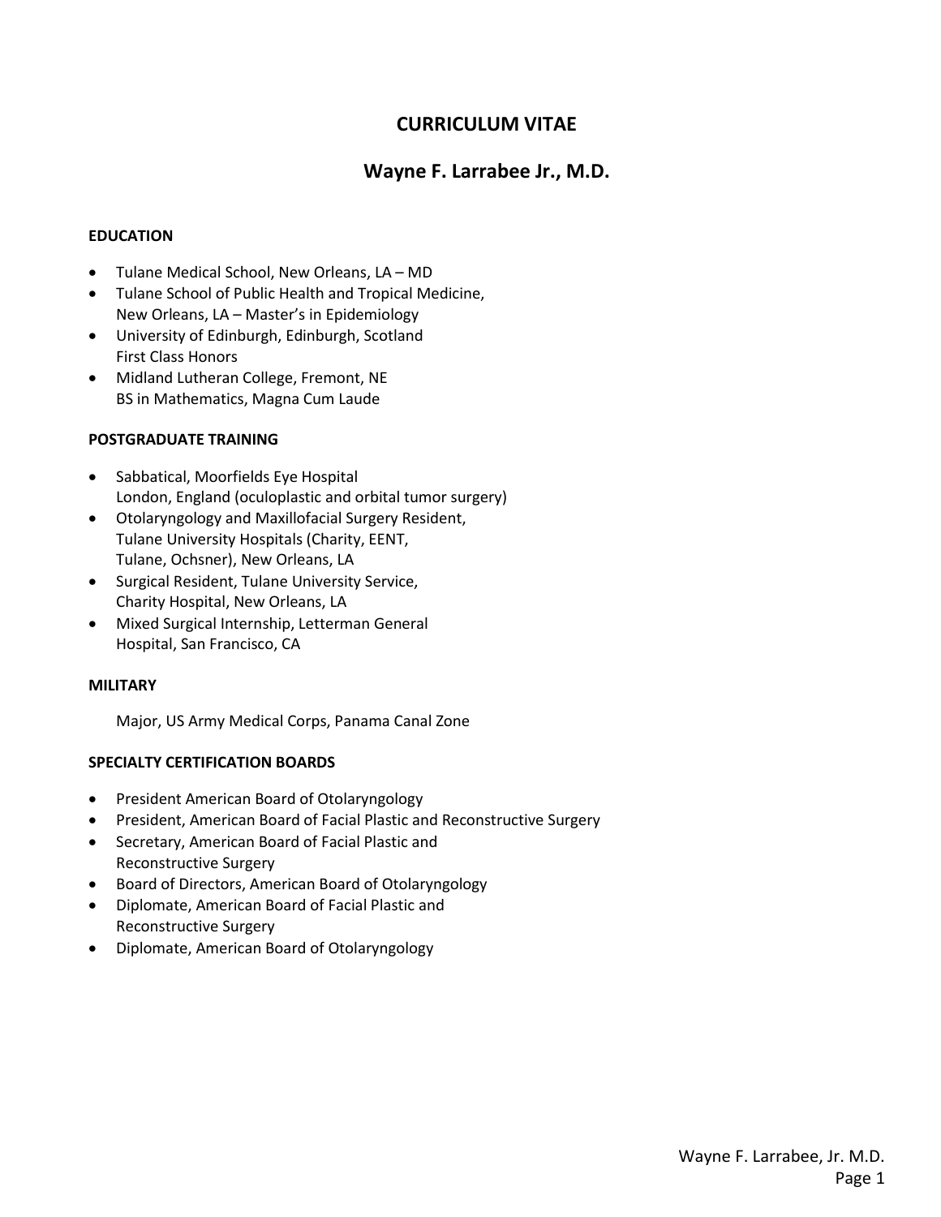# CURRICULUM VITAE

## Wayne F. Larrabee Jr., M.D.

### EDUCATION

- Tulane Medical School, New Orleans, LA – MD
- Tulane School of Public Health and Tropical Medicine, New Orleans, LA – Master's in Epidemiology
- University of Edinburgh, Edinburgh, Scotland
  First Class Honors
- Midland Lutheran College, Fremont, NE
  BS in Mathematics, Magna Cum Laude

### POSTGRADUATE TRAINING

- Sabbatical, Moorfields Eye Hospital
  London, England (oculoplastic and orbital tumor surgery)
- Otolaryngology and Maxillofacial Surgery Resident, Tulane University Hospitals (Charity, EENT, Tulane, Ochsner), New Orleans, LA
- Surgical Resident, Tulane University Service, Charity Hospital, New Orleans, LA
- Mixed Surgical Internship, Letterman General Hospital, San Francisco, CA

### MILITARY

Major, US Army Medical Corps, Panama Canal Zone

### SPECIALTY CERTIFICATION BOARDS

- President American Board of Otolaryngology
- President, American Board of Facial Plastic and Reconstructive Surgery
- Secretary, American Board of Facial Plastic and Reconstructive Surgery
- Board of Directors, American Board of Otolaryngology
- Diplomate, American Board of Facial Plastic and Reconstructive Surgery
- Diplomate, American Board of Otolaryngology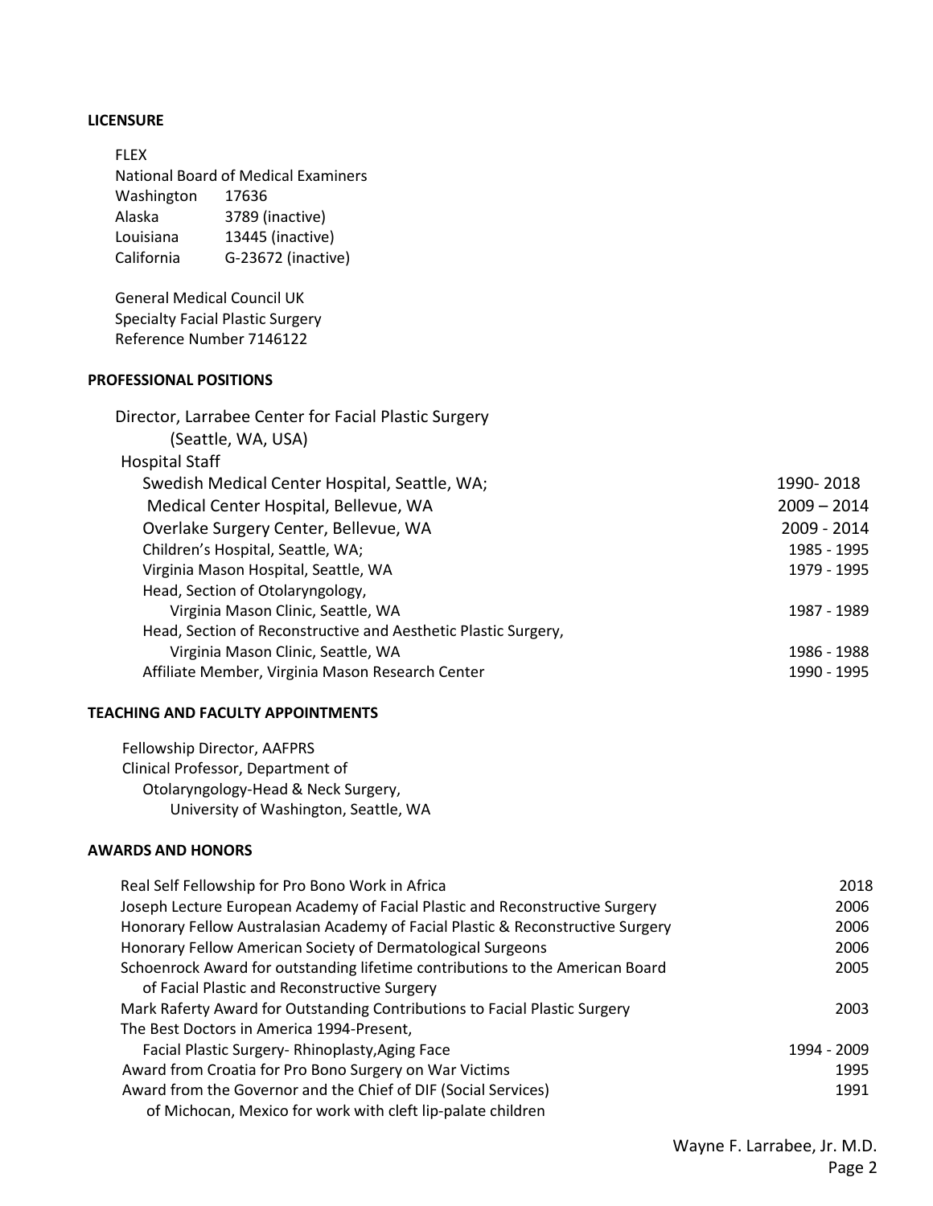## LICENSURE

FLEX
National Board of Medical Examiners

| | |
|---|---|
| Washington | 17636 |
| Alaska | 3789 (inactive) |
| Louisiana | 13445 (inactive) |
| California | G-23672 (inactive) |

General Medical Council UK
Specialty Facial Plastic Surgery
Reference Number 7146122

## PROFESSIONAL POSITIONS

Director, Larrabee Center for Facial Plastic Surgery
(Seattle, WA, USA)

Hospital Staff

| | |
|---|---|
| Swedish Medical Center Hospital, Seattle, WA; | 1990- 2018 |
| Medical Center Hospital, Bellevue, WA | 2009 – 2014 |
| Overlake Surgery Center, Bellevue, WA | 2009 - 2014 |
| Children's Hospital, Seattle, WA; | 1985 - 1995 |
| Virginia Mason Hospital, Seattle, WA | 1979 - 1995 |
| Head, Section of Otolaryngology, Virginia Mason Clinic, Seattle, WA | 1987 - 1989 |
| Head, Section of Reconstructive and Aesthetic Plastic Surgery, Virginia Mason Clinic, Seattle, WA | 1986 - 1988 |
| Affiliate Member, Virginia Mason Research Center | 1990 - 1995 |

## TEACHING AND FACULTY APPOINTMENTS

Fellowship Director, AAFPRS
Clinical Professor, Department of
Otolaryngology-Head & Neck Surgery,
University of Washington, Seattle, WA

## AWARDS AND HONORS

| | |
|---|---|
| Real Self Fellowship for Pro Bono Work in Africa | 2018 |
| Joseph Lecture European Academy of Facial Plastic and Reconstructive Surgery | 2006 |
| Honorary Fellow Australasian Academy of Facial Plastic & Reconstructive Surgery | 2006 |
| Honorary Fellow American Society of Dermatological Surgeons | 2006 |
| Schoenrock Award for outstanding lifetime contributions to the American Board of Facial Plastic and Reconstructive Surgery | 2005 |
| Mark Raferty Award for Outstanding Contributions to Facial Plastic Surgery | 2003 |
| The Best Doctors in America 1994-Present, Facial Plastic Surgery- Rhinoplasty,Aging Face | 1994 - 2009 |
| Award from Croatia for Pro Bono Surgery on War Victims | 1995 |
| Award from the Governor and the Chief of DIF (Social Services) of Michocan, Mexico for work with cleft lip-palate children | 1991 |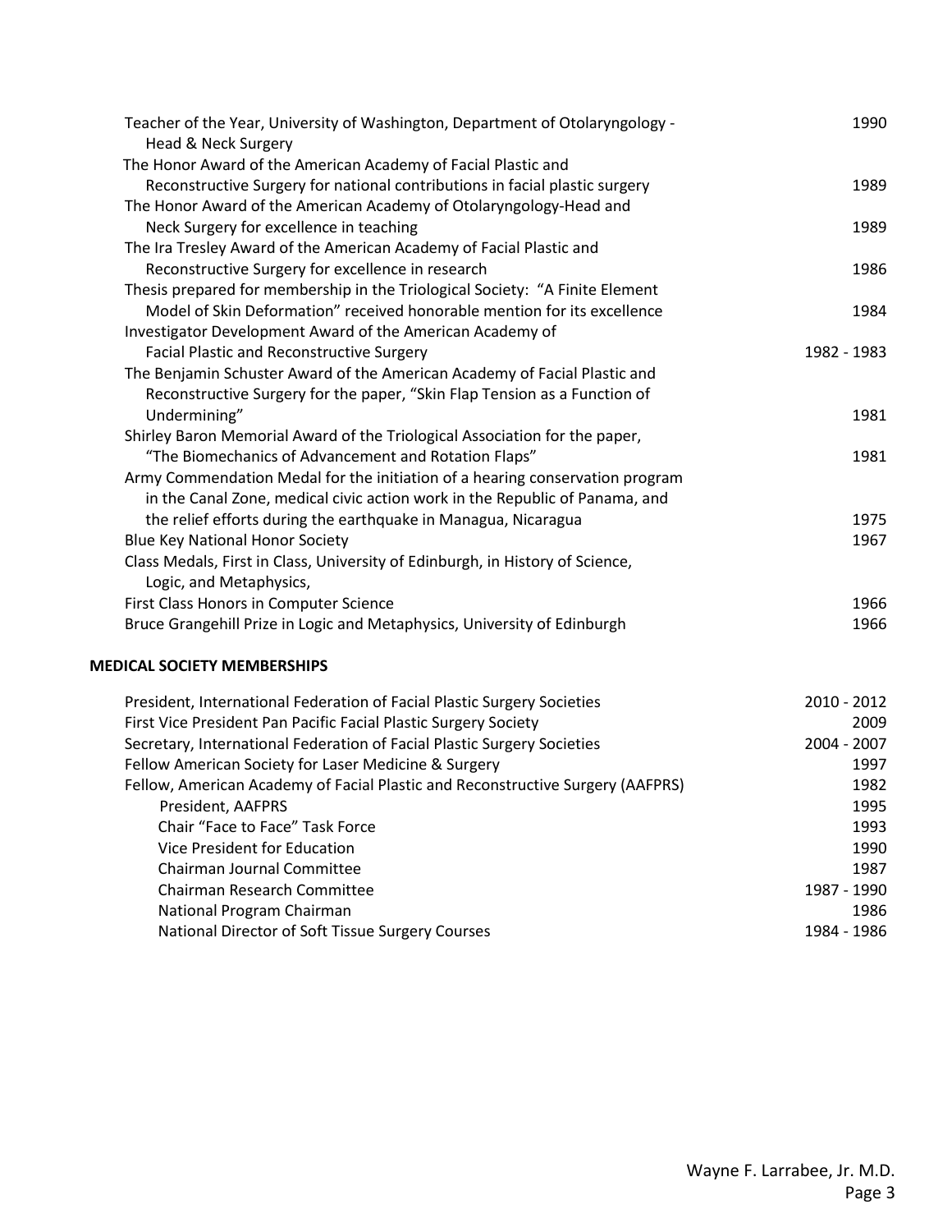| | |
|---|---|
| Teacher of the Year, University of Washington, Department of Otolaryngology - Head & Neck Surgery | 1990 |
| The Honor Award of the American Academy of Facial Plastic and Reconstructive Surgery for national contributions in facial plastic surgery | 1989 |
| The Honor Award of the American Academy of Otolaryngology-Head and Neck Surgery for excellence in teaching | 1989 |
| The Ira Tresley Award of the American Academy of Facial Plastic and Reconstructive Surgery for excellence in research | 1986 |
| Thesis prepared for membership in the Triological Society: "A Finite Element Model of Skin Deformation" received honorable mention for its excellence | 1984 |
| Investigator Development Award of the American Academy of Facial Plastic and Reconstructive Surgery | 1982 - 1983 |
| The Benjamin Schuster Award of the American Academy of Facial Plastic and Reconstructive Surgery for the paper, "Skin Flap Tension as a Function of Undermining" | 1981 |
| Shirley Baron Memorial Award of the Triological Association for the paper, "The Biomechanics of Advancement and Rotation Flaps" | 1981 |
| Army Commendation Medal for the initiation of a hearing conservation program in the Canal Zone, medical civic action work in the Republic of Panama, and the relief efforts during the earthquake in Managua, Nicaragua | 1975 |
| Blue Key National Honor Society | 1967 |
| Class Medals, First in Class, University of Edinburgh, in History of Science, Logic, and Metaphysics, | |
| First Class Honors in Computer Science | 1966 |
| Bruce Grangehill Prize in Logic and Metaphysics, University of Edinburgh | 1966 |

**MEDICAL SOCIETY MEMBERSHIPS**

| | |
|---|---|
| President, International Federation of Facial Plastic Surgery Societies | 2010 - 2012 |
| First Vice President Pan Pacific Facial Plastic Surgery Society | 2009 |
| Secretary, International Federation of Facial Plastic Surgery Societies | 2004 - 2007 |
| Fellow American Society for Laser Medicine & Surgery | 1997 |
| Fellow, American Academy of Facial Plastic and Reconstructive Surgery (AAFPRS) | 1982 |
| President, AAFPRS | 1995 |
| Chair "Face to Face" Task Force | 1993 |
| Vice President for Education | 1990 |
| Chairman Journal Committee | 1987 |
| Chairman Research Committee | 1987 - 1990 |
| National Program Chairman | 1986 |
| National Director of Soft Tissue Surgery Courses | 1984 - 1986 |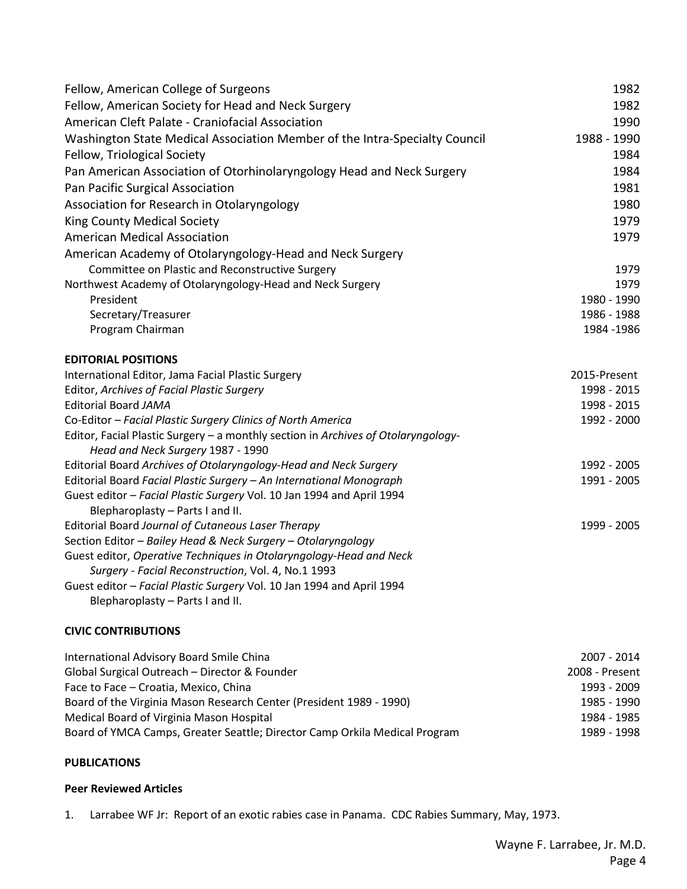| | |
|---|---|
| Fellow, American College of Surgeons | 1982 |
| Fellow, American Society for Head and Neck Surgery | 1982 |
| American Cleft Palate - Craniofacial Association | 1990 |
| Washington State Medical Association Member of the Intra-Specialty Council | 1988 - 1990 |
| Fellow, Triological Society | 1984 |
| Pan American Association of Otorhinolaryngology Head and Neck Surgery | 1984 |
| Pan Pacific Surgical Association | 1981 |
| Association for Research in Otolaryngology | 1980 |
| King County Medical Society | 1979 |
| American Medical Association | 1979 |
| American Academy of Otolaryngology-Head and Neck Surgery | |
| Committee on Plastic and Reconstructive Surgery | 1979 |
| Northwest Academy of Otolaryngology-Head and Neck Surgery | 1979 |
| President | 1980 - 1990 |
| Secretary/Treasurer | 1986 - 1988 |
| Program Chairman | 1984 -1986 |

**EDITORIAL POSITIONS**

| | |
|---|---|
| International Editor, Jama Facial Plastic Surgery | 2015-Present |
| Editor, *Archives of Facial Plastic Surgery* | 1998 - 2015 |
| Editorial Board *JAMA* | 1998 - 2015 |
| Co-Editor – *Facial Plastic Surgery Clinics of North America* | 1992 - 2000 |
| Editor, Facial Plastic Surgery – a monthly section in *Archives of Otolaryngology-Head and Neck Surgery* 1987 - 1990 | |
| Editorial Board *Archives of Otolaryngology-Head and Neck Surgery* | 1992 - 2005 |
| Editorial Board *Facial Plastic Surgery – An International Monograph* | 1991 - 2005 |
| Guest editor – *Facial Plastic Surgery* Vol. 10 Jan 1994 and April 1994 Blepharoplasty – Parts I and II. | |
| Editorial Board *Journal of Cutaneous Laser Therapy* | 1999 - 2005 |
| Section Editor – *Bailey Head & Neck Surgery – Otolaryngology* | |
| Guest editor, *Operative Techniques in Otolaryngology-Head and Neck Surgery - Facial Reconstruction*, Vol. 4, No.1 1993 | |
| Guest editor – *Facial Plastic Surgery* Vol. 10 Jan 1994 and April 1994 Blepharoplasty – Parts I and II. | |

**CIVIC CONTRIBUTIONS**

| | |
|---|---|
| International Advisory Board Smile China | 2007 - 2014 |
| Global Surgical Outreach – Director & Founder | 2008 - Present |
| Face to Face – Croatia, Mexico, China | 1993 - 2009 |
| Board of the Virginia Mason Research Center (President 1989 - 1990) | 1985 - 1990 |
| Medical Board of Virginia Mason Hospital | 1984 - 1985 |
| Board of YMCA Camps, Greater Seattle; Director Camp Orkila Medical Program | 1989 - 1998 |

**PUBLICATIONS**

**Peer Reviewed Articles**

1. Larrabee WF Jr: Report of an exotic rabies case in Panama. CDC Rabies Summary, May, 1973.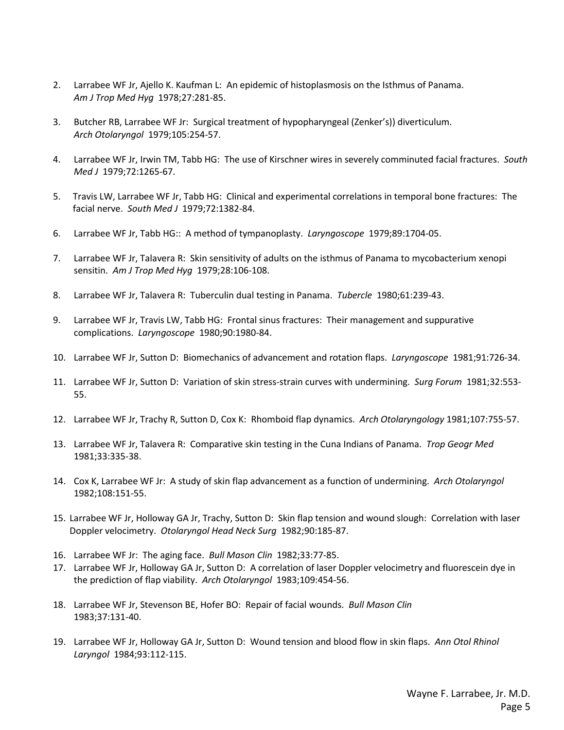2. Larrabee WF Jr, Ajello K. Kaufman L: An epidemic of histoplasmosis on the Isthmus of Panama. *Am J Trop Med Hyg* 1978;27:281-85.

3. Butcher RB, Larrabee WF Jr: Surgical treatment of hypopharyngeal (Zenker's)) diverticulum. *Arch Otolaryngol* 1979;105:254-57.

4. Larrabee WF Jr, Irwin TM, Tabb HG: The use of Kirschner wires in severely comminuted facial fractures. *South Med J* 1979;72:1265-67.

5. Travis LW, Larrabee WF Jr, Tabb HG: Clinical and experimental correlations in temporal bone fractures: The facial nerve. *South Med J* 1979;72:1382-84.

6. Larrabee WF Jr, Tabb HG:: A method of tympanoplasty. *Laryngoscope* 1979;89:1704-05.

7. Larrabee WF Jr, Talavera R: Skin sensitivity of adults on the isthmus of Panama to mycobacterium xenopi sensitin. *Am J Trop Med Hyg* 1979;28:106-108.

8. Larrabee WF Jr, Talavera R: Tuberculin dual testing in Panama. *Tubercle* 1980;61:239-43.

9. Larrabee WF Jr, Travis LW, Tabb HG: Frontal sinus fractures: Their management and suppurative complications. *Laryngoscope* 1980;90:1980-84.

10. Larrabee WF Jr, Sutton D: Biomechanics of advancement and rotation flaps. *Laryngoscope* 1981;91:726-34.

11. Larrabee WF Jr, Sutton D: Variation of skin stress-strain curves with undermining. *Surg Forum* 1981;32:553-55.

12. Larrabee WF Jr, Trachy R, Sutton D, Cox K: Rhomboid flap dynamics. *Arch Otolaryngology* 1981;107:755-57.

13. Larrabee WF Jr, Talavera R: Comparative skin testing in the Cuna Indians of Panama. *Trop Geogr Med* 1981;33:335-38.

14. Cox K, Larrabee WF Jr: A study of skin flap advancement as a function of undermining. *Arch Otolaryngol* 1982;108:151-55.

15. Larrabee WF Jr, Holloway GA Jr, Trachy, Sutton D: Skin flap tension and wound slough: Correlation with laser Doppler velocimetry. *Otolaryngol Head Neck Surg* 1982;90:185-87.

16. Larrabee WF Jr: The aging face. *Bull Mason Clin* 1982;33:77-85.

17. Larrabee WF Jr, Holloway GA Jr, Sutton D: A correlation of laser Doppler velocimetry and fluorescein dye in the prediction of flap viability. *Arch Otolaryngol* 1983;109:454-56.

18. Larrabee WF Jr, Stevenson BE, Hofer BO: Repair of facial wounds. *Bull Mason Clin* 1983;37:131-40.

19. Larrabee WF Jr, Holloway GA Jr, Sutton D: Wound tension and blood flow in skin flaps. *Ann Otol Rhinol Laryngol* 1984;93:112-115.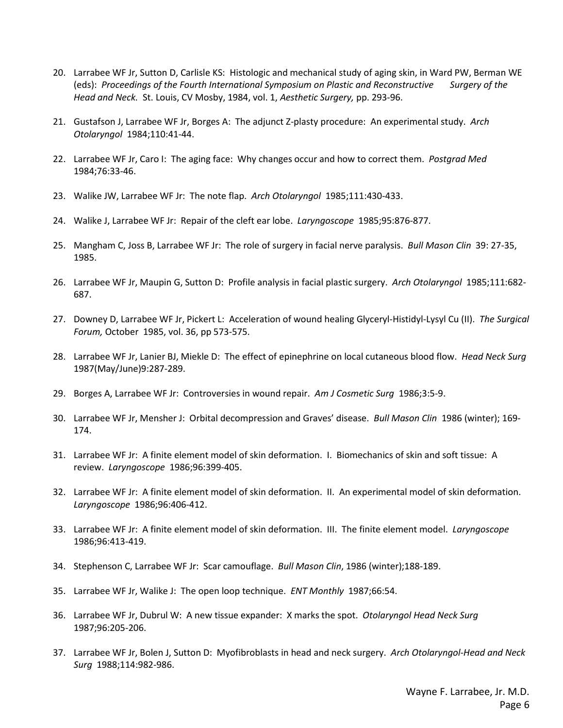20. Larrabee WF Jr, Sutton D, Carlisle KS: Histologic and mechanical study of aging skin, in Ward PW, Berman WE (eds): *Proceedings of the Fourth International Symposium on Plastic and Reconstructive Surgery of the Head and Neck.* St. Louis, CV Mosby, 1984, vol. 1, *Aesthetic Surgery,* pp. 293-96.

21. Gustafson J, Larrabee WF Jr, Borges A: The adjunct Z-plasty procedure: An experimental study. *Arch Otolaryngol* 1984;110:41-44.

22. Larrabee WF Jr, Caro I: The aging face: Why changes occur and how to correct them. *Postgrad Med* 1984;76:33-46.

23. Walike JW, Larrabee WF Jr: The note flap. *Arch Otolaryngol* 1985;111:430-433.

24. Walike J, Larrabee WF Jr: Repair of the cleft ear lobe. *Laryngoscope* 1985;95:876-877.

25. Mangham C, Joss B, Larrabee WF Jr: The role of surgery in facial nerve paralysis. *Bull Mason Clin* 39: 27-35, 1985.

26. Larrabee WF Jr, Maupin G, Sutton D: Profile analysis in facial plastic surgery. *Arch Otolaryngol* 1985;111:682-687.

27. Downey D, Larrabee WF Jr, Pickert L: Acceleration of wound healing Glyceryl-Histidyl-Lysyl Cu (II). *The Surgical Forum,* October 1985, vol. 36, pp 573-575.

28. Larrabee WF Jr, Lanier BJ, Miekle D: The effect of epinephrine on local cutaneous blood flow. *Head Neck Surg* 1987(May/June)9:287-289.

29. Borges A, Larrabee WF Jr: Controversies in wound repair. *Am J Cosmetic Surg* 1986;3:5-9.

30. Larrabee WF Jr, Mensher J: Orbital decompression and Graves' disease. *Bull Mason Clin* 1986 (winter); 169-174.

31. Larrabee WF Jr: A finite element model of skin deformation. I. Biomechanics of skin and soft tissue: A review. *Laryngoscope* 1986;96:399-405.

32. Larrabee WF Jr: A finite element model of skin deformation. II. An experimental model of skin deformation. *Laryngoscope* 1986;96:406-412.

33. Larrabee WF Jr: A finite element model of skin deformation. III. The finite element model. *Laryngoscope* 1986;96:413-419.

34. Stephenson C, Larrabee WF Jr: Scar camouflage. *Bull Mason Clin*, 1986 (winter);188-189.

35. Larrabee WF Jr, Walike J: The open loop technique. *ENT Monthly* 1987;66:54.

36. Larrabee WF Jr, Dubrul W: A new tissue expander: X marks the spot. *Otolaryngol Head Neck Surg* 1987;96:205-206.

37. Larrabee WF Jr, Bolen J, Sutton D: Myofibroblasts in head and neck surgery. *Arch Otolaryngol-Head and Neck Surg* 1988;114:982-986.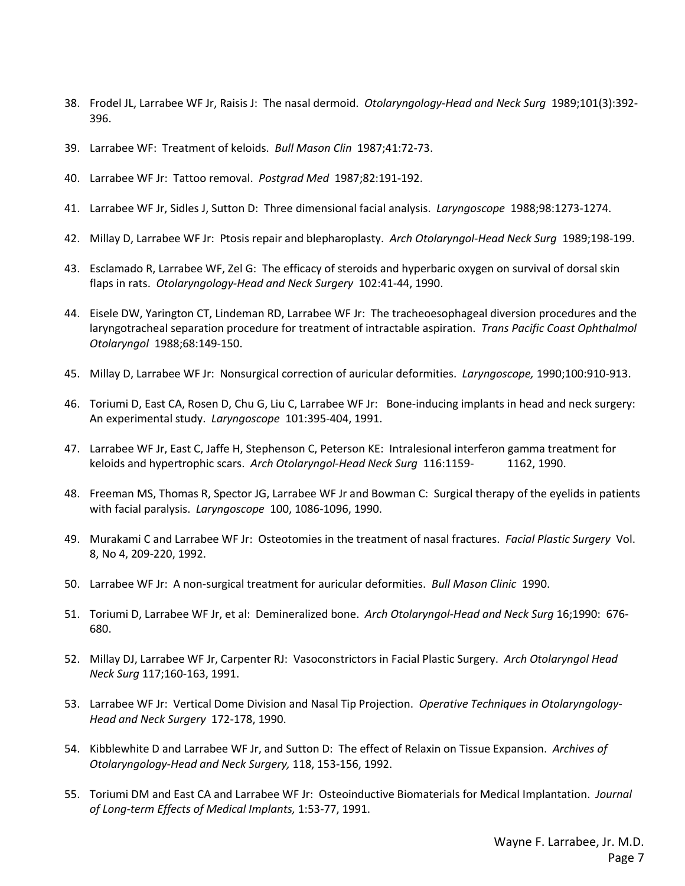38. Frodel JL, Larrabee WF Jr, Raisis J: The nasal dermoid. *Otolaryngology-Head and Neck Surg* 1989;101(3):392-396.

39. Larrabee WF: Treatment of keloids. *Bull Mason Clin* 1987;41:72-73.

40. Larrabee WF Jr: Tattoo removal. *Postgrad Med* 1987;82:191-192.

41. Larrabee WF Jr, Sidles J, Sutton D: Three dimensional facial analysis. *Laryngoscope* 1988;98:1273-1274.

42. Millay D, Larrabee WF Jr: Ptosis repair and blepharoplasty. *Arch Otolaryngol-Head Neck Surg* 1989;198-199.

43. Esclamado R, Larrabee WF, Zel G: The efficacy of steroids and hyperbaric oxygen on survival of dorsal skin flaps in rats. *Otolaryngology-Head and Neck Surgery* 102:41-44, 1990.

44. Eisele DW, Yarington CT, Lindeman RD, Larrabee WF Jr: The tracheoesophageal diversion procedures and the laryngotracheal separation procedure for treatment of intractable aspiration. *Trans Pacific Coast Ophthalmol Otolaryngol* 1988;68:149-150.

45. Millay D, Larrabee WF Jr: Nonsurgical correction of auricular deformities. *Laryngoscope,* 1990;100:910-913.

46. Toriumi D, East CA, Rosen D, Chu G, Liu C, Larrabee WF Jr: Bone-inducing implants in head and neck surgery: An experimental study. *Laryngoscope* 101:395-404, 1991.

47. Larrabee WF Jr, East C, Jaffe H, Stephenson C, Peterson KE: Intralesional interferon gamma treatment for keloids and hypertrophic scars. *Arch Otolaryngol-Head Neck Surg* 116:1159- 1162, 1990.

48. Freeman MS, Thomas R, Spector JG, Larrabee WF Jr and Bowman C: Surgical therapy of the eyelids in patients with facial paralysis. *Laryngoscope* 100, 1086-1096, 1990.

49. Murakami C and Larrabee WF Jr: Osteotomies in the treatment of nasal fractures. *Facial Plastic Surgery* Vol. 8, No 4, 209-220, 1992.

50. Larrabee WF Jr: A non-surgical treatment for auricular deformities. *Bull Mason Clinic* 1990.

51. Toriumi D, Larrabee WF Jr, et al: Demineralized bone. *Arch Otolaryngol-Head and Neck Surg* 16;1990: 676-680.

52. Millay DJ, Larrabee WF Jr, Carpenter RJ: Vasoconstrictors in Facial Plastic Surgery. *Arch Otolaryngol Head Neck Surg* 117;160-163, 1991.

53. Larrabee WF Jr: Vertical Dome Division and Nasal Tip Projection. *Operative Techniques in Otolaryngology-Head and Neck Surgery* 172-178, 1990.

54. Kibblewhite D and Larrabee WF Jr, and Sutton D: The effect of Relaxin on Tissue Expansion. *Archives of Otolaryngology-Head and Neck Surgery,* 118, 153-156, 1992.

55. Toriumi DM and East CA and Larrabee WF Jr: Osteoinductive Biomaterials for Medical Implantation. *Journal of Long-term Effects of Medical Implants,* 1:53-77, 1991.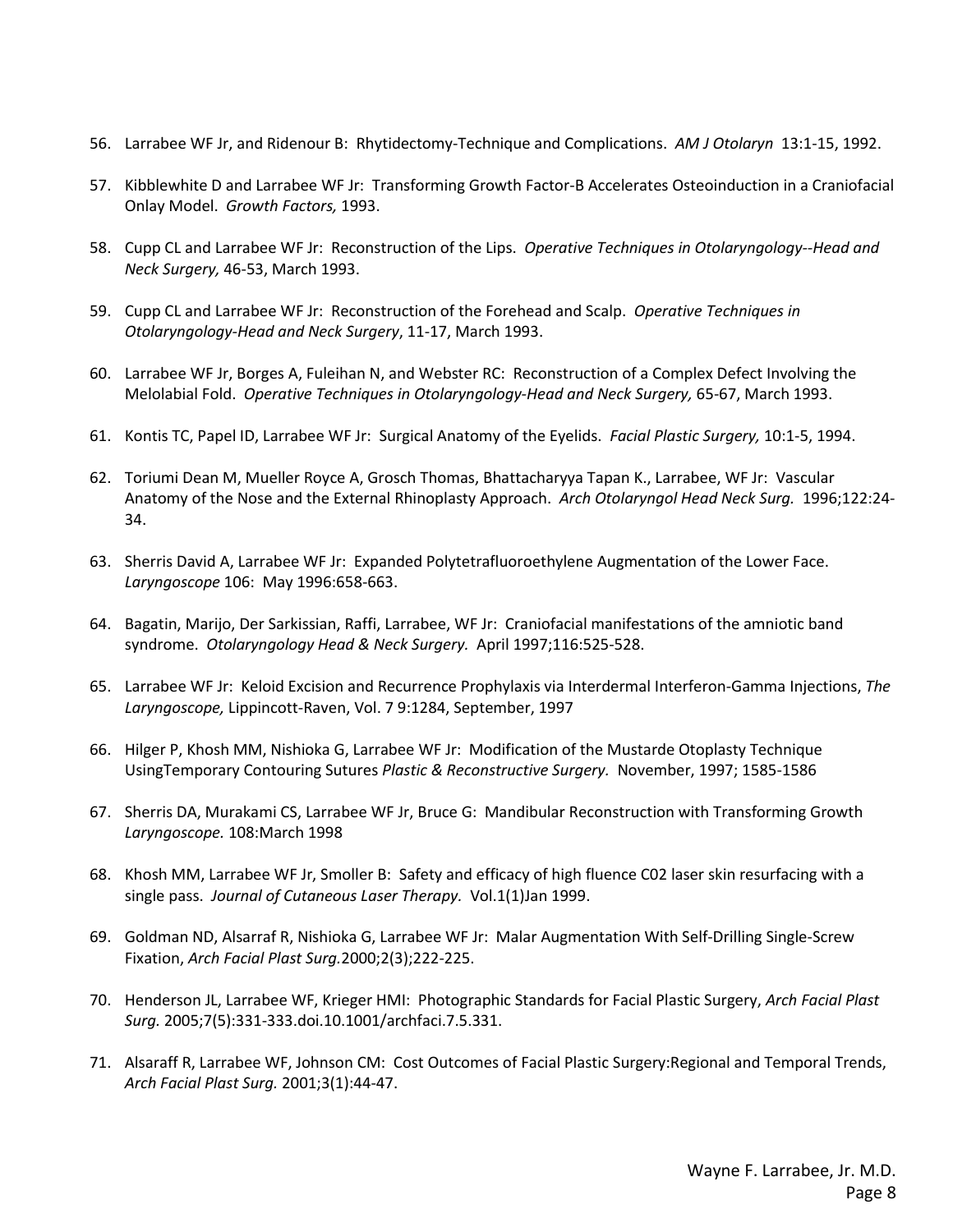56. Larrabee WF Jr, and Ridenour B: Rhytidectomy-Technique and Complications. *AM J Otolaryn* 13:1-15, 1992.

57. Kibblewhite D and Larrabee WF Jr: Transforming Growth Factor-B Accelerates Osteoinduction in a Craniofacial Onlay Model. *Growth Factors,* 1993.

58. Cupp CL and Larrabee WF Jr: Reconstruction of the Lips. *Operative Techniques in Otolaryngology--Head and Neck Surgery,* 46-53, March 1993.

59. Cupp CL and Larrabee WF Jr: Reconstruction of the Forehead and Scalp. *Operative Techniques in Otolaryngology-Head and Neck Surgery*, 11-17, March 1993.

60. Larrabee WF Jr, Borges A, Fuleihan N, and Webster RC: Reconstruction of a Complex Defect Involving the Melolabial Fold. *Operative Techniques in Otolaryngology-Head and Neck Surgery,* 65-67, March 1993.

61. Kontis TC, Papel ID, Larrabee WF Jr: Surgical Anatomy of the Eyelids. *Facial Plastic Surgery,* 10:1-5, 1994.

62. Toriumi Dean M, Mueller Royce A, Grosch Thomas, Bhattacharyya Tapan K., Larrabee, WF Jr: Vascular Anatomy of the Nose and the External Rhinoplasty Approach. *Arch Otolaryngol Head Neck Surg.* 1996;122:24-34.

63. Sherris David A, Larrabee WF Jr: Expanded Polytetrafluoroethylene Augmentation of the Lower Face. *Laryngoscope* 106: May 1996:658-663.

64. Bagatin, Marijo, Der Sarkissian, Raffi, Larrabee, WF Jr: Craniofacial manifestations of the amniotic band syndrome. *Otolaryngology Head & Neck Surgery.* April 1997;116:525-528.

65. Larrabee WF Jr: Keloid Excision and Recurrence Prophylaxis via Interdermal Interferon-Gamma Injections, *The Laryngoscope,* Lippincott-Raven, Vol. 7 9:1284, September, 1997

66. Hilger P, Khosh MM, Nishioka G, Larrabee WF Jr: Modification of the Mustarde Otoplasty Technique UsingTemporary Contouring Sutures *Plastic & Reconstructive Surgery*. November, 1997; 1585-1586

67. Sherris DA, Murakami CS, Larrabee WF Jr, Bruce G: Mandibular Reconstruction with Transforming Growth *Laryngoscope.* 108:March 1998

68. Khosh MM, Larrabee WF Jr, Smoller B: Safety and efficacy of high fluence C02 laser skin resurfacing with a single pass. *Journal of Cutaneous Laser Therapy.* Vol.1(1)Jan 1999.

69. Goldman ND, Alsarraf R, Nishioka G, Larrabee WF Jr: Malar Augmentation With Self-Drilling Single-Screw Fixation, *Arch Facial Plast Surg.*2000;2(3);222-225.

70. Henderson JL, Larrabee WF, Krieger HMI: Photographic Standards for Facial Plastic Surgery, *Arch Facial Plast Surg.* 2005;7(5):331-333.doi.10.1001/archfaci.7.5.331.

71. Alsaraff R, Larrabee WF, Johnson CM: Cost Outcomes of Facial Plastic Surgery:Regional and Temporal Trends, *Arch Facial Plast Surg.* 2001;3(1):44-47.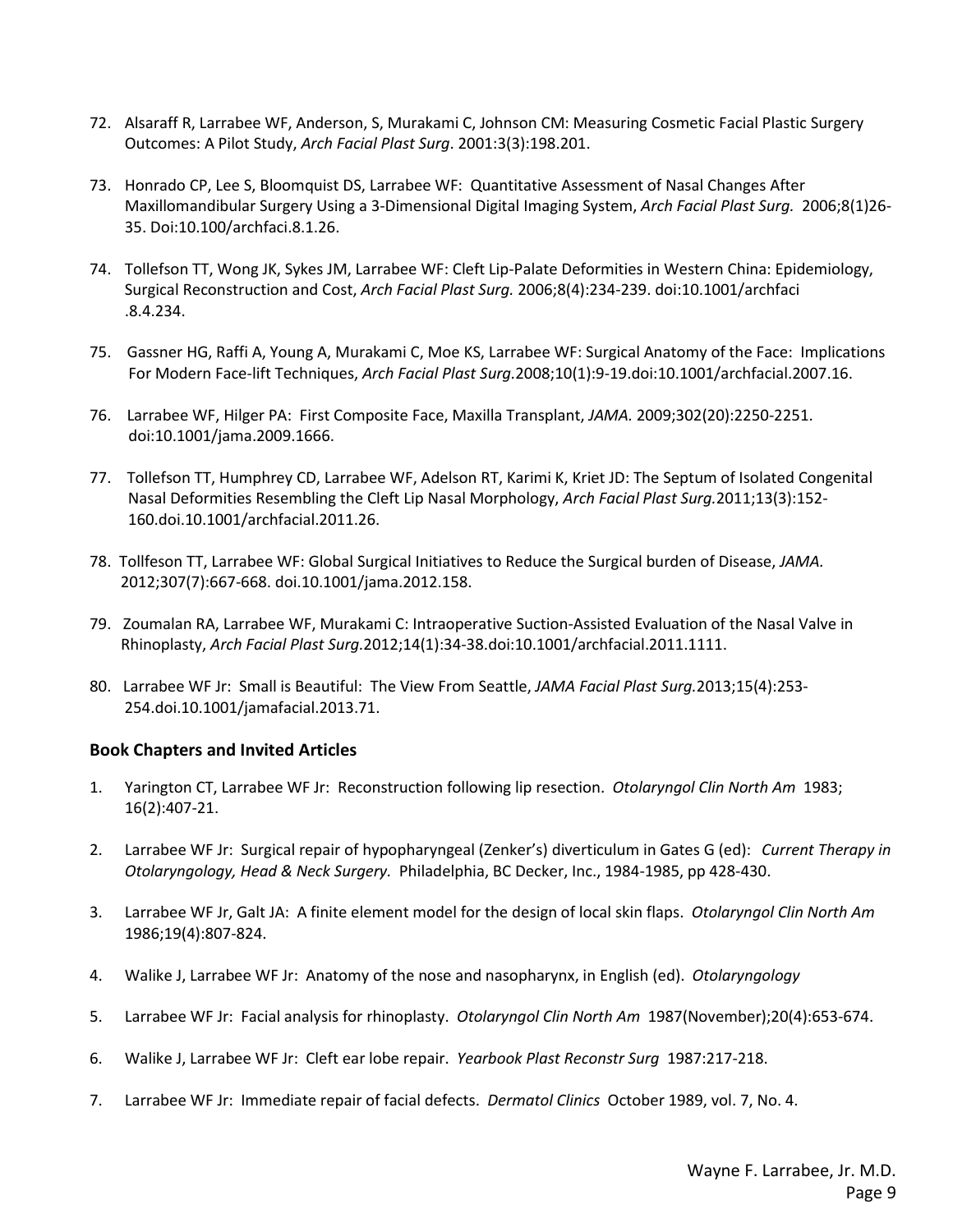72. Alsaraff R, Larrabee WF, Anderson, S, Murakami C, Johnson CM: Measuring Cosmetic Facial Plastic Surgery Outcomes: A Pilot Study, *Arch Facial Plast Surg*. 2001:3(3):198.201.

73. Honrado CP, Lee S, Bloomquist DS, Larrabee WF: Quantitative Assessment of Nasal Changes After Maxillomandibular Surgery Using a 3-Dimensional Digital Imaging System, *Arch Facial Plast Surg.* 2006;8(1)26-35. Doi:10.100/archfaci.8.1.26.

74. Tollefson TT, Wong JK, Sykes JM, Larrabee WF: Cleft Lip-Palate Deformities in Western China: Epidemiology, Surgical Reconstruction and Cost, *Arch Facial Plast Surg.* 2006;8(4):234-239. doi:10.1001/archfaci .8.4.234.

75. Gassner HG, Raffi A, Young A, Murakami C, Moe KS, Larrabee WF: Surgical Anatomy of the Face: Implications For Modern Face-lift Techniques, *Arch Facial Plast Surg.*2008;10(1):9-19.doi:10.1001/archfacial.2007.16.

76. Larrabee WF, Hilger PA: First Composite Face, Maxilla Transplant, *JAMA.* 2009;302(20):2250-2251. doi:10.1001/jama.2009.1666.

77. Tollefson TT, Humphrey CD, Larrabee WF, Adelson RT, Karimi K, Kriet JD: The Septum of Isolated Congenital Nasal Deformities Resembling the Cleft Lip Nasal Morphology, *Arch Facial Plast Surg.*2011;13(3):152-160.doi.10.1001/archfacial.2011.26.

78. Tollfeson TT, Larrabee WF: Global Surgical Initiatives to Reduce the Surgical burden of Disease, *JAMA.* 2012;307(7):667-668. doi.10.1001/jama.2012.158.

79. Zoumalan RA, Larrabee WF, Murakami C: Intraoperative Suction-Assisted Evaluation of the Nasal Valve in Rhinoplasty, *Arch Facial Plast Surg.*2012;14(1):34-38.doi:10.1001/archfacial.2011.1111.

80. Larrabee WF Jr: Small is Beautiful: The View From Seattle, *JAMA Facial Plast Surg.*2013;15(4):253-254.doi.10.1001/jamafacial.2013.71.

### Book Chapters and Invited Articles

1. Yarington CT, Larrabee WF Jr: Reconstruction following lip resection. *Otolaryngol Clin North Am* 1983; 16(2):407-21.

2. Larrabee WF Jr: Surgical repair of hypopharyngeal (Zenker's) diverticulum in Gates G (ed): *Current Therapy in Otolaryngology, Head & Neck Surgery.* Philadelphia, BC Decker, Inc., 1984-1985, pp 428-430.

3. Larrabee WF Jr, Galt JA: A finite element model for the design of local skin flaps. *Otolaryngol Clin North Am* 1986;19(4):807-824.

4. Walike J, Larrabee WF Jr: Anatomy of the nose and nasopharynx, in English (ed). *Otolaryngology*

5. Larrabee WF Jr: Facial analysis for rhinoplasty. *Otolaryngol Clin North Am* 1987(November);20(4):653-674.

6. Walike J, Larrabee WF Jr: Cleft ear lobe repair. *Yearbook Plast Reconstr Surg* 1987:217-218.

7. Larrabee WF Jr: Immediate repair of facial defects. *Dermatol Clinics* October 1989, vol. 7, No. 4.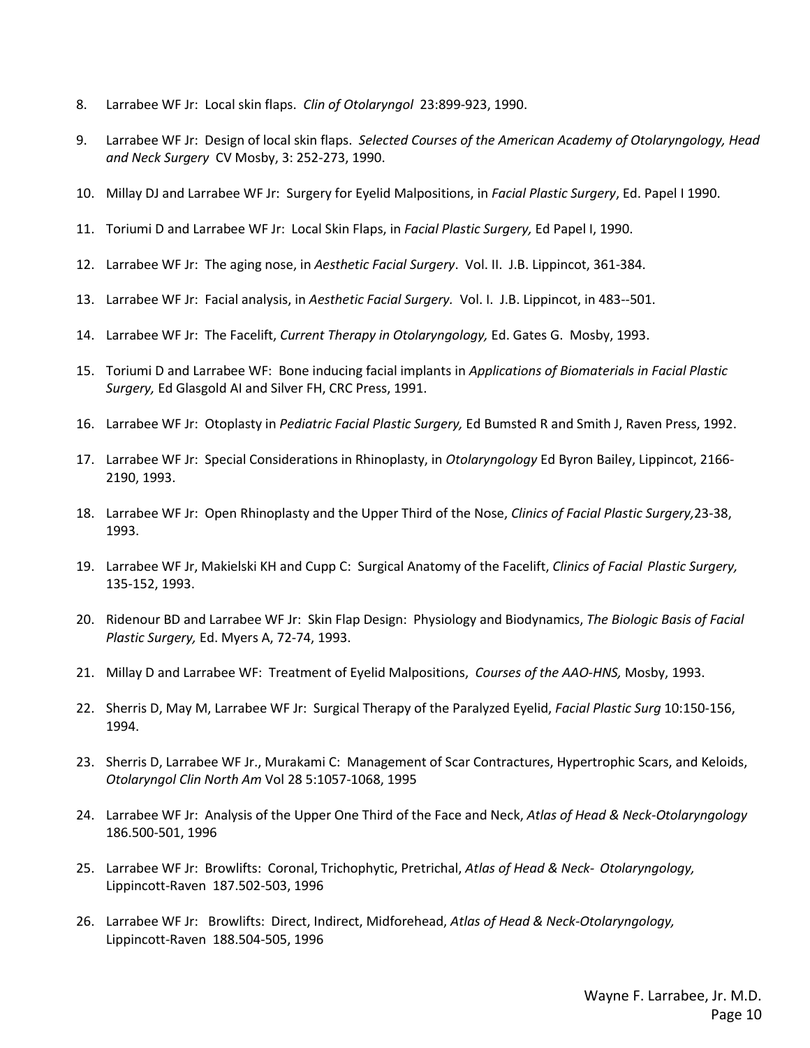8. Larrabee WF Jr: Local skin flaps. *Clin of Otolaryngol* 23:899-923, 1990.

9. Larrabee WF Jr: Design of local skin flaps. *Selected Courses of the American Academy of Otolaryngology, Head and Neck Surgery* CV Mosby, 3: 252-273, 1990.

10. Millay DJ and Larrabee WF Jr: Surgery for Eyelid Malpositions, in *Facial Plastic Surgery*, Ed. Papel I 1990.

11. Toriumi D and Larrabee WF Jr: Local Skin Flaps, in *Facial Plastic Surgery,* Ed Papel I, 1990.

12. Larrabee WF Jr: The aging nose, in *Aesthetic Facial Surgery*. Vol. II. J.B. Lippincot, 361-384.

13. Larrabee WF Jr: Facial analysis, in *Aesthetic Facial Surgery.* Vol. I. J.B. Lippincot, in 483--501.

14. Larrabee WF Jr: The Facelift, *Current Therapy in Otolaryngology,* Ed. Gates G. Mosby, 1993.

15. Toriumi D and Larrabee WF: Bone inducing facial implants in *Applications of Biomaterials in Facial Plastic Surgery,* Ed Glasgold AI and Silver FH, CRC Press, 1991.

16. Larrabee WF Jr: Otoplasty in *Pediatric Facial Plastic Surgery,* Ed Bumsted R and Smith J, Raven Press, 1992.

17. Larrabee WF Jr: Special Considerations in Rhinoplasty, in *Otolaryngology* Ed Byron Bailey, Lippincot, 2166-2190, 1993.

18. Larrabee WF Jr: Open Rhinoplasty and the Upper Third of the Nose, *Clinics of Facial Plastic Surgery,*23-38, 1993.

19. Larrabee WF Jr, Makielski KH and Cupp C: Surgical Anatomy of the Facelift, *Clinics of Facial Plastic Surgery,* 135-152, 1993.

20. Ridenour BD and Larrabee WF Jr: Skin Flap Design: Physiology and Biodynamics, *The Biologic Basis of Facial Plastic Surgery,* Ed. Myers A, 72-74, 1993.

21. Millay D and Larrabee WF: Treatment of Eyelid Malpositions, *Courses of the AAO-HNS,* Mosby, 1993.

22. Sherris D, May M, Larrabee WF Jr: Surgical Therapy of the Paralyzed Eyelid, *Facial Plastic Surg* 10:150-156, 1994.

23. Sherris D, Larrabee WF Jr., Murakami C: Management of Scar Contractures, Hypertrophic Scars, and Keloids, *Otolaryngol Clin North Am* Vol 28 5:1057-1068, 1995

24. Larrabee WF Jr: Analysis of the Upper One Third of the Face and Neck, *Atlas of Head & Neck-Otolaryngology* 186.500-501, 1996

25. Larrabee WF Jr: Browlifts: Coronal, Trichophytic, Pretrichal, *Atlas of Head & Neck- Otolaryngology,* Lippincott-Raven 187.502-503, 1996

26. Larrabee WF Jr: Browlifts: Direct, Indirect, Midforehead, *Atlas of Head & Neck-Otolaryngology,* Lippincott-Raven 188.504-505, 1996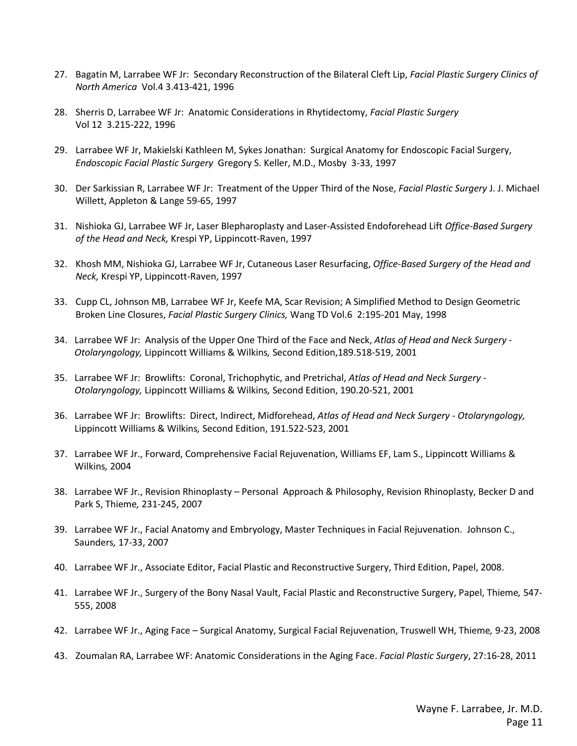27. Bagatin M, Larrabee WF Jr: Secondary Reconstruction of the Bilateral Cleft Lip, *Facial Plastic Surgery Clinics of North America* Vol.4 3.413-421, 1996

28. Sherris D, Larrabee WF Jr: Anatomic Considerations in Rhytidectomy, *Facial Plastic Surgery* Vol 12 3.215-222, 1996

29. Larrabee WF Jr, Makielski Kathleen M, Sykes Jonathan: Surgical Anatomy for Endoscopic Facial Surgery, *Endoscopic Facial Plastic Surgery* Gregory S. Keller, M.D., Mosby 3-33, 1997

30. Der Sarkissian R, Larrabee WF Jr: Treatment of the Upper Third of the Nose, *Facial Plastic Surgery* J. J. Michael Willett, Appleton & Lange 59-65, 1997

31. Nishioka GJ, Larrabee WF Jr, Laser Blepharoplasty and Laser-Assisted Endoforehead Lift *Office-Based Surgery of the Head and Neck,* Krespi YP, Lippincott-Raven, 1997

32. Khosh MM, Nishioka GJ, Larrabee WF Jr, Cutaneous Laser Resurfacing, *Office-Based Surgery of the Head and Neck,* Krespi YP, Lippincott-Raven, 1997

33. Cupp CL, Johnson MB, Larrabee WF Jr, Keefe MA, Scar Revision; A Simplified Method to Design Geometric Broken Line Closures, *Facial Plastic Surgery Clinics,* Wang TD Vol.6 2:195-201 May, 1998

34. Larrabee WF Jr: Analysis of the Upper One Third of the Face and Neck, *Atlas of Head and Neck Surgery - Otolaryngology,* Lippincott Williams & Wilkins*,* Second Edition,189.518-519, 2001

35. Larrabee WF Jr: Browlifts: Coronal, Trichophytic, and Pretrichal, *Atlas of Head and Neck Surgery - Otolaryngology,* Lippincott Williams & Wilkins*,* Second Edition, 190.20-521, 2001

36. Larrabee WF Jr: Browlifts: Direct, Indirect, Midforehead, *Atlas of Head and Neck Surgery - Otolaryngology,* Lippincott Williams & Wilkins*,* Second Edition, 191.522-523, 2001

37. Larrabee WF Jr., Forward, Comprehensive Facial Rejuvenation, Williams EF, Lam S., Lippincott Williams & Wilkins*,* 2004

38. Larrabee WF Jr., Revision Rhinoplasty – Personal Approach & Philosophy, Revision Rhinoplasty, Becker D and Park S, Thieme*,* 231-245, 2007

39. Larrabee WF Jr., Facial Anatomy and Embryology, Master Techniques in Facial Rejuvenation. Johnson C., Saunders*,* 17-33, 2007

40. Larrabee WF Jr., Associate Editor, Facial Plastic and Reconstructive Surgery, Third Edition, Papel, 2008.

41. Larrabee WF Jr., Surgery of the Bony Nasal Vault, Facial Plastic and Reconstructive Surgery, Papel, Thieme*,* 547-555, 2008

42. Larrabee WF Jr., Aging Face – Surgical Anatomy, Surgical Facial Rejuvenation, Truswell WH, Thieme*,* 9-23, 2008

43. Zoumalan RA, Larrabee WF: Anatomic Considerations in the Aging Face. *Facial Plastic Surgery*, 27:16-28, 2011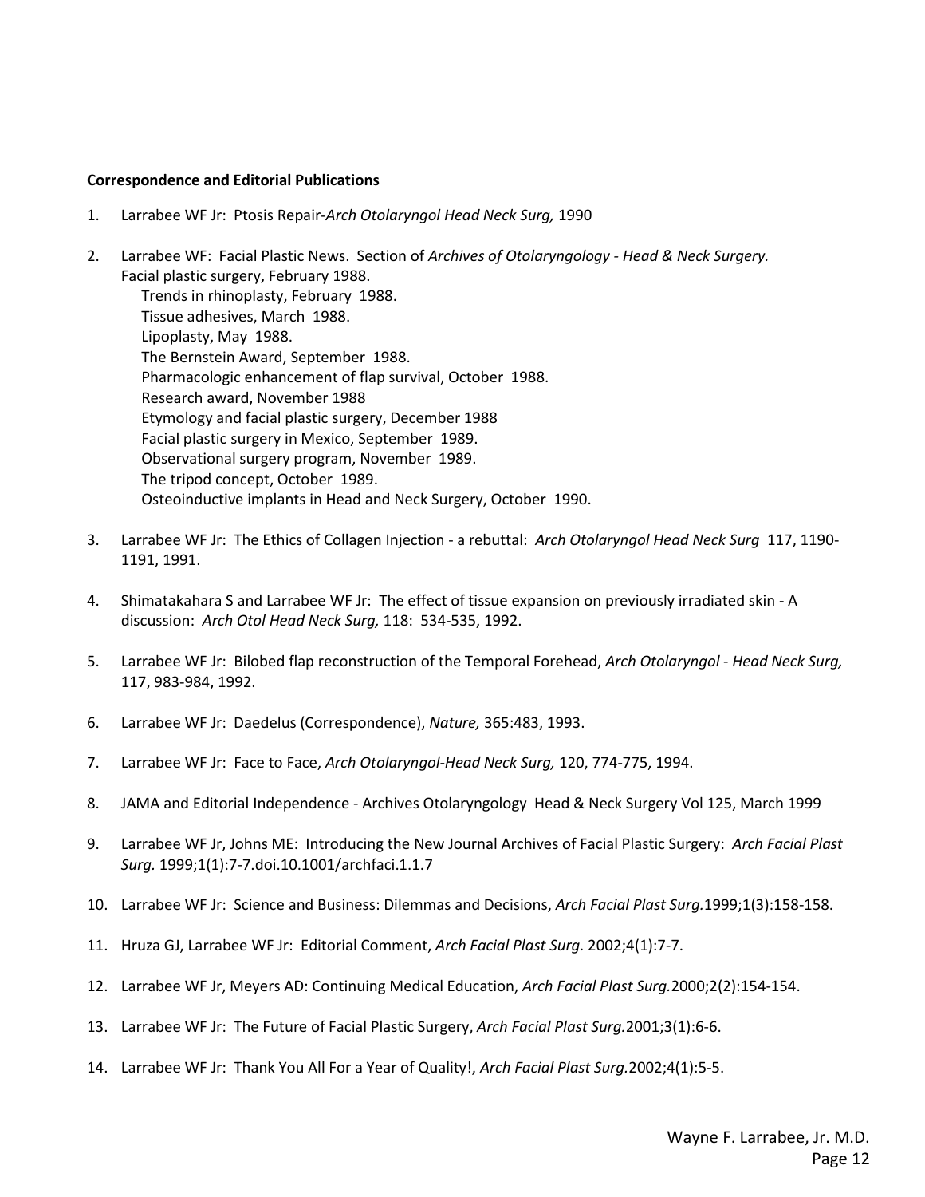**Correspondence and Editorial Publications**

1. Larrabee WF Jr: Ptosis Repair-*Arch Otolaryngol Head Neck Surg,* 1990

2. Larrabee WF: Facial Plastic News. Section of *Archives of Otolaryngology - Head & Neck Surgery.*
   Facial plastic surgery, February 1988.
   - Trends in rhinoplasty, February 1988.
   - Tissue adhesives, March 1988.
   - Lipoplasty, May 1988.
   - The Bernstein Award, September 1988.
   - Pharmacologic enhancement of flap survival, October 1988.
   - Research award, November 1988
   - Etymology and facial plastic surgery, December 1988
   - Facial plastic surgery in Mexico, September 1989.
   - Observational surgery program, November 1989.
   - The tripod concept, October 1989.
   - Osteoinductive implants in Head and Neck Surgery, October 1990.

3. Larrabee WF Jr: The Ethics of Collagen Injection - a rebuttal: *Arch Otolaryngol Head Neck Surg* 117, 1190-1191, 1991.

4. Shimatakahara S and Larrabee WF Jr: The effect of tissue expansion on previously irradiated skin - A discussion: *Arch Otol Head Neck Surg,* 118: 534-535, 1992.

5. Larrabee WF Jr: Bilobed flap reconstruction of the Temporal Forehead, *Arch Otolaryngol - Head Neck Surg,* 117, 983-984, 1992.

6. Larrabee WF Jr: Daedelus (Correspondence), *Nature,* 365:483, 1993.

7. Larrabee WF Jr: Face to Face, *Arch Otolaryngol-Head Neck Surg,* 120, 774-775, 1994.

8. JAMA and Editorial Independence - Archives Otolaryngology Head & Neck Surgery Vol 125, March 1999

9. Larrabee WF Jr, Johns ME: Introducing the New Journal Archives of Facial Plastic Surgery: *Arch Facial Plast Surg.* 1999;1(1):7-7.doi.10.1001/archfaci.1.1.7

10. Larrabee WF Jr: Science and Business: Dilemmas and Decisions, *Arch Facial Plast Surg.*1999;1(3):158-158.

11. Hruza GJ, Larrabee WF Jr: Editorial Comment, *Arch Facial Plast Surg.* 2002;4(1):7-7.

12. Larrabee WF Jr, Meyers AD: Continuing Medical Education, *Arch Facial Plast Surg.*2000;2(2):154-154.

13. Larrabee WF Jr: The Future of Facial Plastic Surgery, *Arch Facial Plast Surg.*2001;3(1):6-6.

14. Larrabee WF Jr: Thank You All For a Year of Quality!, *Arch Facial Plast Surg.*2002;4(1):5-5.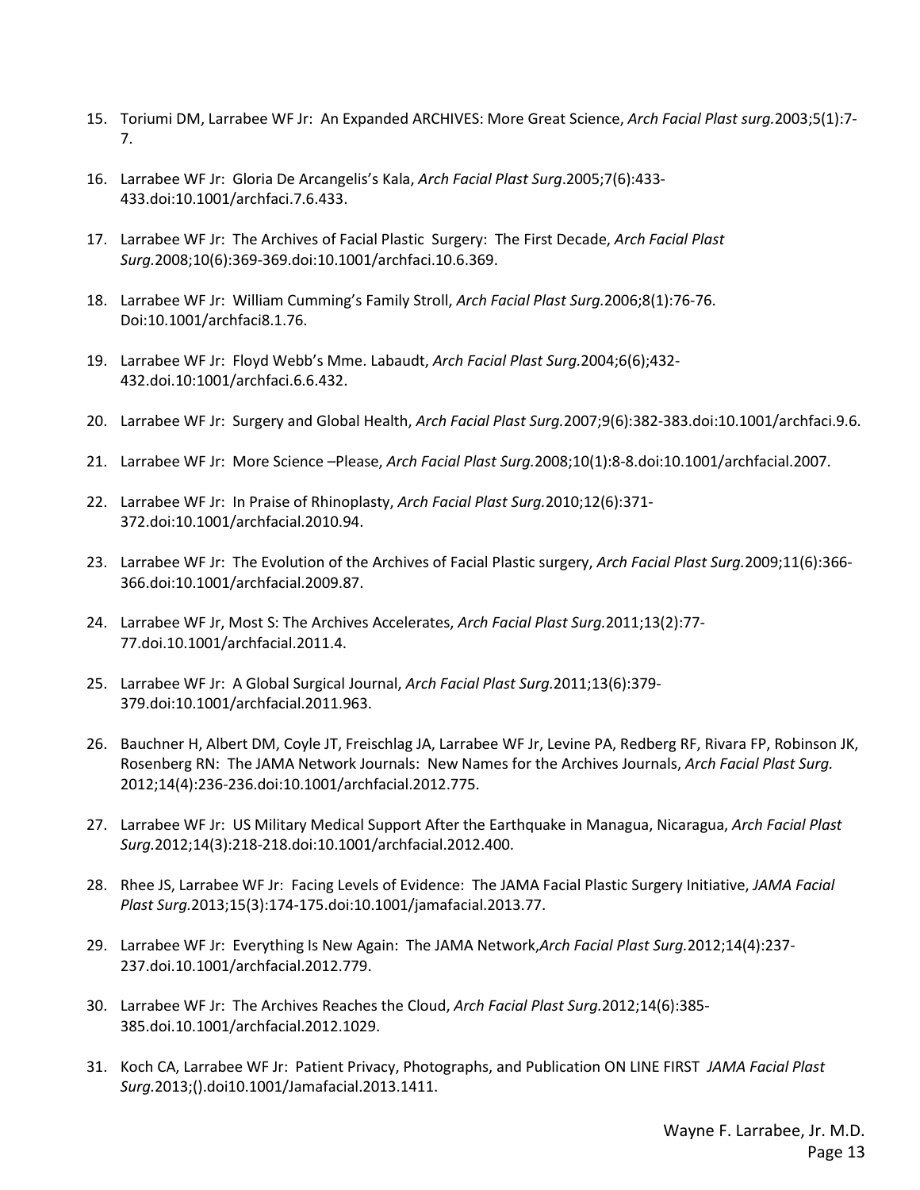15. Toriumi DM, Larrabee WF Jr: An Expanded ARCHIVES: More Great Science, *Arch Facial Plast surg.*2003;5(1):7-7.

16. Larrabee WF Jr: Gloria De Arcangelis's Kala, *Arch Facial Plast Surg*.2005;7(6):433-433.doi:10.1001/archfaci.7.6.433.

17. Larrabee WF Jr: The Archives of Facial Plastic Surgery: The First Decade, *Arch Facial Plast Surg.*2008;10(6):369-369.doi:10.1001/archfaci.10.6.369.

18. Larrabee WF Jr: William Cumming's Family Stroll, *Arch Facial Plast Surg.*2006;8(1):76-76. Doi:10.1001/archfaci8.1.76.

19. Larrabee WF Jr: Floyd Webb's Mme. Labaudt, *Arch Facial Plast Surg.*2004;6(6);432-432.doi.10:1001/archfaci.6.6.432.

20. Larrabee WF Jr: Surgery and Global Health, *Arch Facial Plast Surg.*2007;9(6):382-383.doi:10.1001/archfaci.9.6.

21. Larrabee WF Jr: More Science –Please, *Arch Facial Plast Surg.*2008;10(1):8-8.doi:10.1001/archfacial.2007.

22. Larrabee WF Jr: In Praise of Rhinoplasty, *Arch Facial Plast Surg.*2010;12(6):371-372.doi:10.1001/archfacial.2010.94.

23. Larrabee WF Jr: The Evolution of the Archives of Facial Plastic surgery, *Arch Facial Plast Surg.*2009;11(6):366-366.doi:10.1001/archfacial.2009.87.

24. Larrabee WF Jr, Most S: The Archives Accelerates, *Arch Facial Plast Surg.*2011;13(2):77-77.doi.10.1001/archfacial.2011.4.

25. Larrabee WF Jr: A Global Surgical Journal, *Arch Facial Plast Surg.*2011;13(6):379-379.doi:10.1001/archfacial.2011.963.

26. Bauchner H, Albert DM, Coyle JT, Freischlag JA, Larrabee WF Jr, Levine PA, Redberg RF, Rivara FP, Robinson JK, Rosenberg RN: The JAMA Network Journals: New Names for the Archives Journals, *Arch Facial Plast Surg.* 2012;14(4):236-236.doi:10.1001/archfacial.2012.775.

27. Larrabee WF Jr: US Military Medical Support After the Earthquake in Managua, Nicaragua, *Arch Facial Plast Surg.*2012;14(3):218-218.doi:10.1001/archfacial.2012.400.

28. Rhee JS, Larrabee WF Jr: Facing Levels of Evidence: The JAMA Facial Plastic Surgery Initiative, *JAMA Facial Plast Surg.*2013;15(3):174-175.doi:10.1001/jamafacial.2013.77.

29. Larrabee WF Jr: Everything Is New Again: The JAMA Network,*Arch Facial Plast Surg.*2012;14(4):237-237.doi.10.1001/archfacial.2012.779.

30. Larrabee WF Jr: The Archives Reaches the Cloud, *Arch Facial Plast Surg.*2012;14(6):385-385.doi.10.1001/archfacial.2012.1029.

31. Koch CA, Larrabee WF Jr: Patient Privacy, Photographs, and Publication ON LINE FIRST *JAMA Facial Plast Surg.*2013;().doi10.1001/Jamafacial.2013.1411.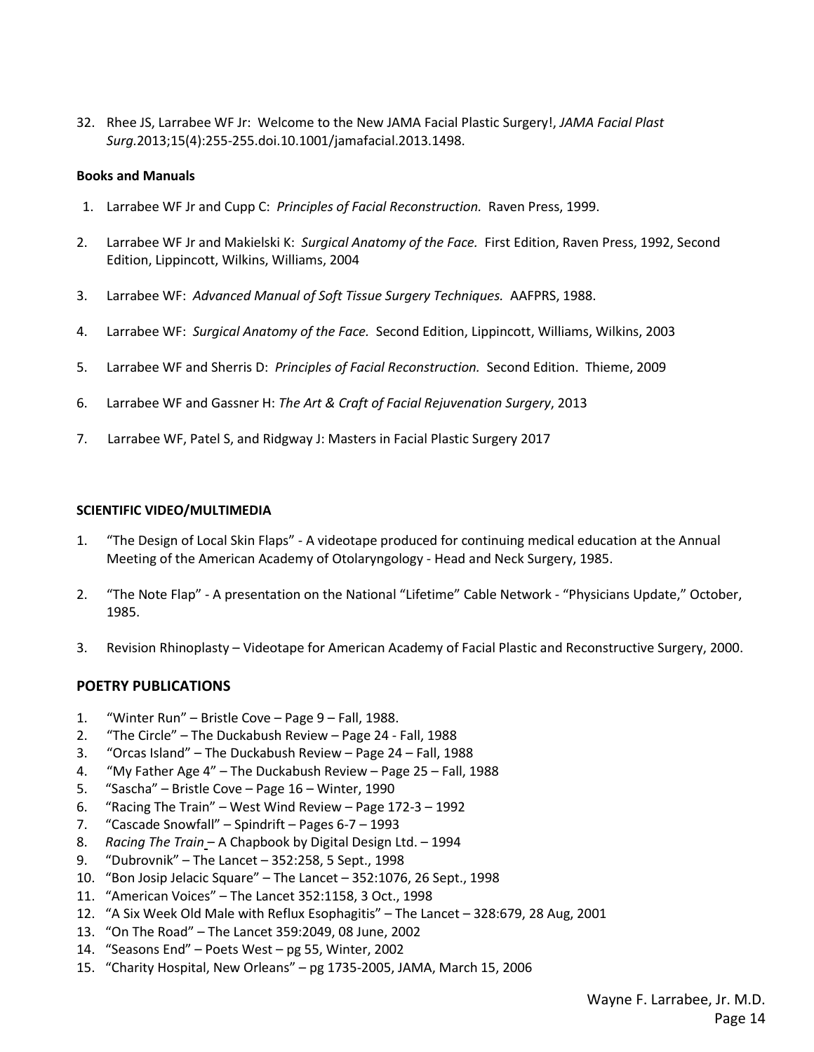32. Rhee JS, Larrabee WF Jr: Welcome to the New JAMA Facial Plastic Surgery!, *JAMA Facial Plast Surg.*2013;15(4):255-255.doi.10.1001/jamafacial.2013.1498.

**Books and Manuals**

1. Larrabee WF Jr and Cupp C: *Principles of Facial Reconstruction.* Raven Press, 1999.
2. Larrabee WF Jr and Makielski K: *Surgical Anatomy of the Face.* First Edition, Raven Press, 1992, Second Edition, Lippincott, Wilkins, Williams, 2004
3. Larrabee WF: *Advanced Manual of Soft Tissue Surgery Techniques.* AAFPRS, 1988.
4. Larrabee WF: *Surgical Anatomy of the Face.* Second Edition, Lippincott, Williams, Wilkins, 2003
5. Larrabee WF and Sherris D: *Principles of Facial Reconstruction.* Second Edition. Thieme, 2009
6. Larrabee WF and Gassner H: *The Art & Craft of Facial Rejuvenation Surgery*, 2013
7. Larrabee WF, Patel S, and Ridgway J: Masters in Facial Plastic Surgery 2017

**SCIENTIFIC VIDEO/MULTIMEDIA**

1. "The Design of Local Skin Flaps" - A videotape produced for continuing medical education at the Annual Meeting of the American Academy of Otolaryngology - Head and Neck Surgery, 1985.
2. "The Note Flap" - A presentation on the National "Lifetime" Cable Network - "Physicians Update," October, 1985.
3. Revision Rhinoplasty – Videotape for American Academy of Facial Plastic and Reconstructive Surgery, 2000.

## POETRY PUBLICATIONS

1. "Winter Run" – Bristle Cove – Page 9 – Fall, 1988.
2. "The Circle" – The Duckabush Review – Page 24 - Fall, 1988
3. "Orcas Island" – The Duckabush Review – Page 24 – Fall, 1988
4. "My Father Age 4" – The Duckabush Review – Page 25 – Fall, 1988
5. "Sascha" – Bristle Cove – Page 16 – Winter, 1990
6. "Racing The Train" – West Wind Review – Page 172-3 – 1992
7. "Cascade Snowfall" – Spindrift – Pages 6-7 – 1993
8. *Racing The Train* – A Chapbook by Digital Design Ltd. – 1994
9. "Dubrovnik" – The Lancet – 352:258, 5 Sept., 1998
10. "Bon Josip Jelacic Square" – The Lancet – 352:1076, 26 Sept., 1998
11. "American Voices" – The Lancet 352:1158, 3 Oct., 1998
12. "A Six Week Old Male with Reflux Esophagitis" – The Lancet – 328:679, 28 Aug, 2001
13. "On The Road" – The Lancet 359:2049, 08 June, 2002
14. "Seasons End" – Poets West – pg 55, Winter, 2002
15. "Charity Hospital, New Orleans" – pg 1735-2005, JAMA, March 15, 2006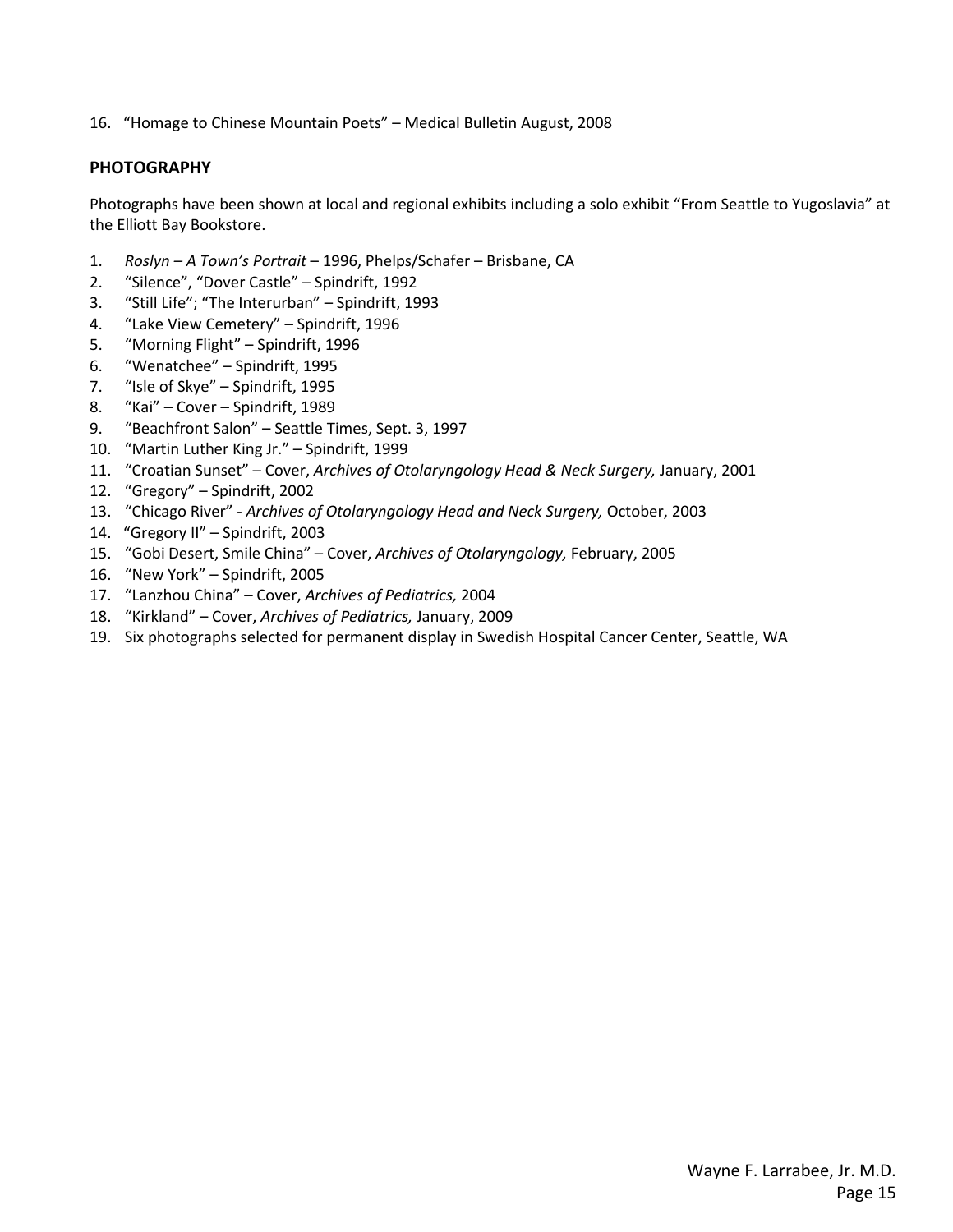16. "Homage to Chinese Mountain Poets" – Medical Bulletin August, 2008

## PHOTOGRAPHY

Photographs have been shown at local and regional exhibits including a solo exhibit "From Seattle to Yugoslavia" at the Elliott Bay Bookstore.

1. *Roslyn – A Town's Portrait* – 1996, Phelps/Schafer – Brisbane, CA
2. "Silence", "Dover Castle" – Spindrift, 1992
3. "Still Life"; "The Interurban" – Spindrift, 1993
4. "Lake View Cemetery" – Spindrift, 1996
5. "Morning Flight" – Spindrift, 1996
6. "Wenatchee" – Spindrift, 1995
7. "Isle of Skye" – Spindrift, 1995
8. "Kai" – Cover – Spindrift, 1989
9. "Beachfront Salon" – Seattle Times, Sept. 3, 1997
10. "Martin Luther King Jr." – Spindrift, 1999
11. "Croatian Sunset" – Cover, *Archives of Otolaryngology Head & Neck Surgery,* January, 2001
12. "Gregory" – Spindrift, 2002
13. "Chicago River" - *Archives of Otolaryngology Head and Neck Surgery,* October, 2003
14. "Gregory II" – Spindrift, 2003
15. "Gobi Desert, Smile China" – Cover, *Archives of Otolaryngology,* February, 2005
16. "New York" – Spindrift, 2005
17. "Lanzhou China" – Cover, *Archives of Pediatrics,* 2004
18. "Kirkland" – Cover, *Archives of Pediatrics,* January, 2009
19. Six photographs selected for permanent display in Swedish Hospital Cancer Center, Seattle, WA